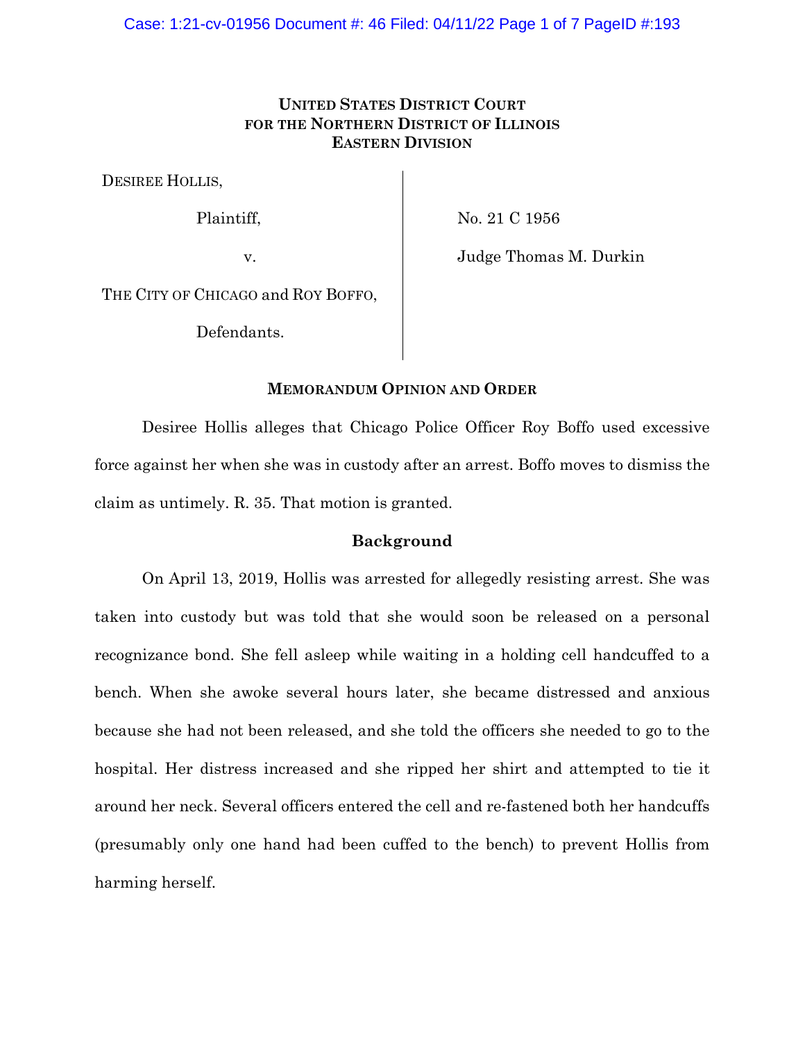UNITED STATES DISTRICT COURT
FOR THE NORTHERN DISTRICT OF ILLINOIS
EASTERN DIVISION

| | |
|---|---|
| DESIREE HOLLIS,<br><br>Plaintiff,<br><br>v.<br><br>THE CITY OF CHICAGO and ROY BOFFO,<br><br>Defendants. | No. 21 C 1956<br><br>Judge Thomas M. Durkin |

## MEMORANDUM OPINION AND ORDER

Desiree Hollis alleges that Chicago Police Officer Roy Boffo used excessive force against her when she was in custody after an arrest. Boffo moves to dismiss the claim as untimely. R. 35. That motion is granted.

### Background

On April 13, 2019, Hollis was arrested for allegedly resisting arrest. She was taken into custody but was told that she would soon be released on a personal recognizance bond. She fell asleep while waiting in a holding cell handcuffed to a bench. When she awoke several hours later, she became distressed and anxious because she had not been released, and she told the officers she needed to go to the hospital. Her distress increased and she ripped her shirt and attempted to tie it around her neck. Several officers entered the cell and re-fastened both her handcuffs (presumably only one hand had been cuffed to the bench) to prevent Hollis from harming herself.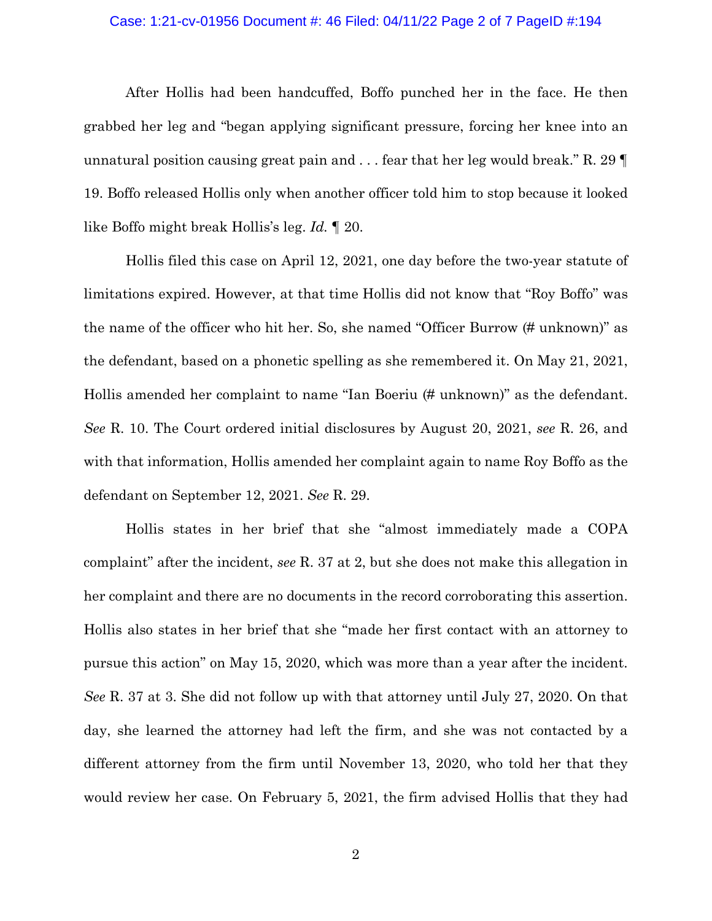After Hollis had been handcuffed, Boffo punched her in the face. He then grabbed her leg and "began applying significant pressure, forcing her knee into an unnatural position causing great pain and . . . fear that her leg would break." R. 29 ¶ 19. Boffo released Hollis only when another officer told him to stop because it looked like Boffo might break Hollis's leg. *Id.* ¶ 20.

Hollis filed this case on April 12, 2021, one day before the two-year statute of limitations expired. However, at that time Hollis did not know that "Roy Boffo" was the name of the officer who hit her. So, she named "Officer Burrow (# unknown)" as the defendant, based on a phonetic spelling as she remembered it. On May 21, 2021, Hollis amended her complaint to name "Ian Boeriu (# unknown)" as the defendant. *See* R. 10. The Court ordered initial disclosures by August 20, 2021, *see* R. 26, and with that information, Hollis amended her complaint again to name Roy Boffo as the defendant on September 12, 2021. *See* R. 29.

Hollis states in her brief that she "almost immediately made a COPA complaint" after the incident, *see* R. 37 at 2, but she does not make this allegation in her complaint and there are no documents in the record corroborating this assertion. Hollis also states in her brief that she "made her first contact with an attorney to pursue this action" on May 15, 2020, which was more than a year after the incident. *See* R. 37 at 3. She did not follow up with that attorney until July 27, 2020. On that day, she learned the attorney had left the firm, and she was not contacted by a different attorney from the firm until November 13, 2020, who told her that they would review her case. On February 5, 2021, the firm advised Hollis that they had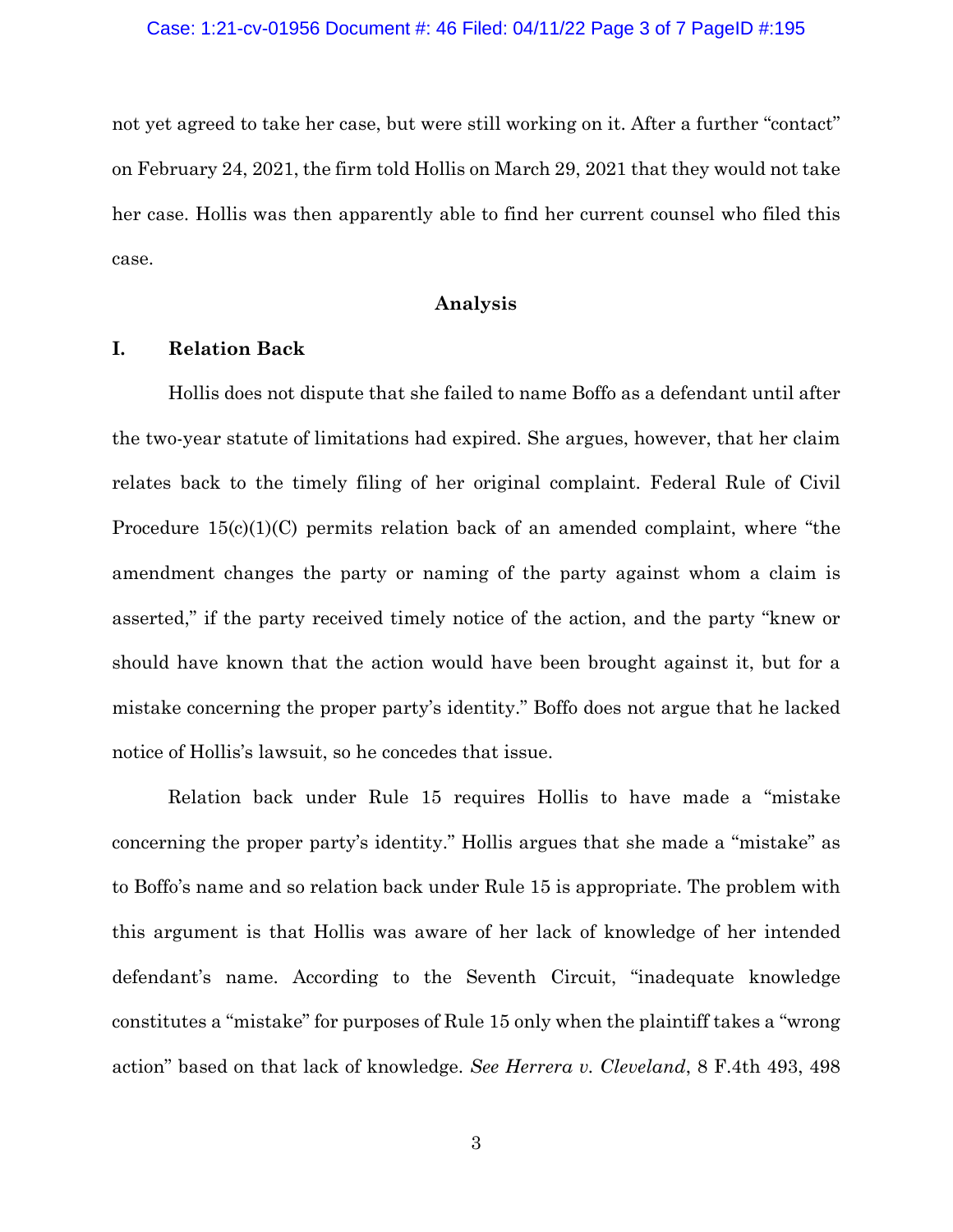not yet agreed to take her case, but were still working on it. After a further "contact" on February 24, 2021, the firm told Hollis on March 29, 2021 that they would not take her case. Hollis was then apparently able to find her current counsel who filed this case.

## Analysis

### I. Relation Back

Hollis does not dispute that she failed to name Boffo as a defendant until after the two-year statute of limitations had expired. She argues, however, that her claim relates back to the timely filing of her original complaint. Federal Rule of Civil Procedure 15(c)(1)(C) permits relation back of an amended complaint, where "the amendment changes the party or naming of the party against whom a claim is asserted," if the party received timely notice of the action, and the party "knew or should have known that the action would have been brought against it, but for a mistake concerning the proper party's identity." Boffo does not argue that he lacked notice of Hollis's lawsuit, so he concedes that issue.

Relation back under Rule 15 requires Hollis to have made a "mistake concerning the proper party's identity." Hollis argues that she made a "mistake" as to Boffo's name and so relation back under Rule 15 is appropriate. The problem with this argument is that Hollis was aware of her lack of knowledge of her intended defendant's name. According to the Seventh Circuit, "inadequate knowledge constitutes a "mistake" for purposes of Rule 15 only when the plaintiff takes a "wrong action" based on that lack of knowledge. *See Herrera v. Cleveland*, 8 F.4th 493, 498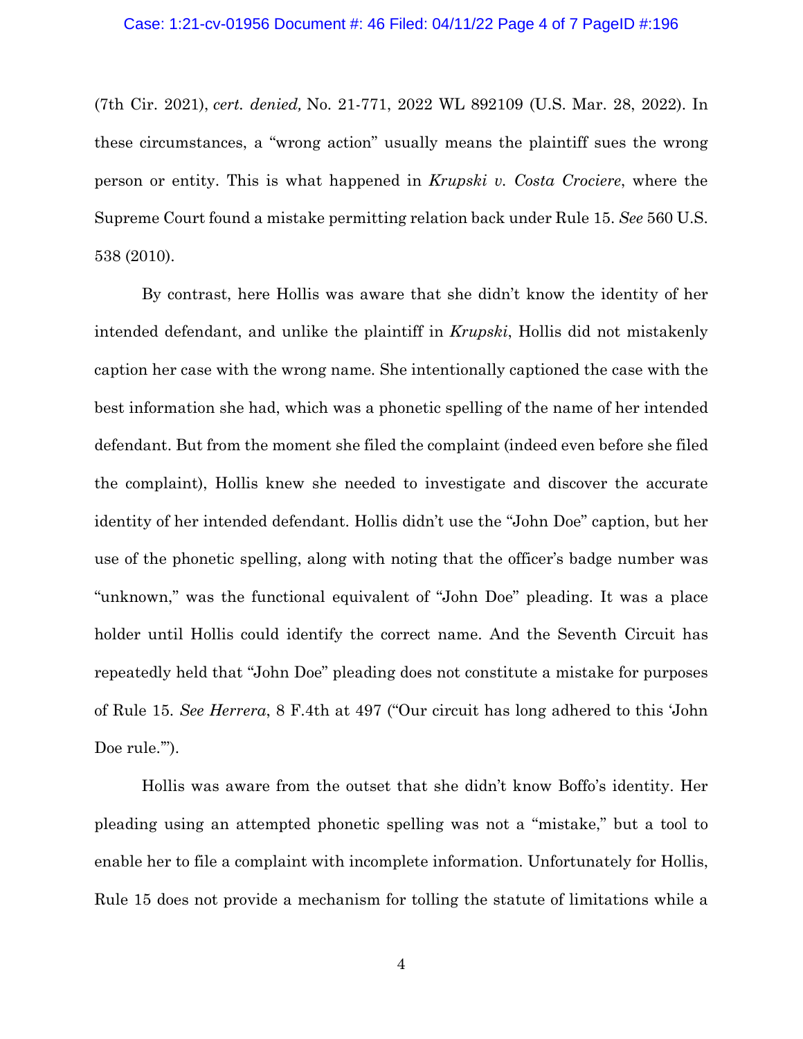(7th Cir. 2021), *cert. denied,* No. 21-771, 2022 WL 892109 (U.S. Mar. 28, 2022). In these circumstances, a "wrong action" usually means the plaintiff sues the wrong person or entity. This is what happened in *Krupski v. Costa Crociere*, where the Supreme Court found a mistake permitting relation back under Rule 15. *See* 560 U.S. 538 (2010).

By contrast, here Hollis was aware that she didn't know the identity of her intended defendant, and unlike the plaintiff in *Krupski*, Hollis did not mistakenly caption her case with the wrong name. She intentionally captioned the case with the best information she had, which was a phonetic spelling of the name of her intended defendant. But from the moment she filed the complaint (indeed even before she filed the complaint), Hollis knew she needed to investigate and discover the accurate identity of her intended defendant. Hollis didn't use the "John Doe" caption, but her use of the phonetic spelling, along with noting that the officer's badge number was "unknown," was the functional equivalent of "John Doe" pleading. It was a place holder until Hollis could identify the correct name. And the Seventh Circuit has repeatedly held that "John Doe" pleading does not constitute a mistake for purposes of Rule 15. *See Herrera*, 8 F.4th at 497 ("Our circuit has long adhered to this 'John Doe rule.'").

Hollis was aware from the outset that she didn't know Boffo's identity. Her pleading using an attempted phonetic spelling was not a "mistake," but a tool to enable her to file a complaint with incomplete information. Unfortunately for Hollis, Rule 15 does not provide a mechanism for tolling the statute of limitations while a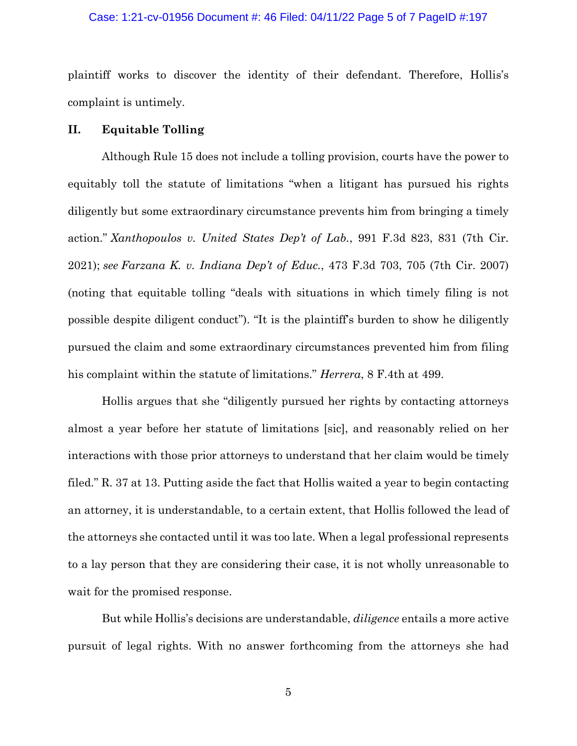plaintiff works to discover the identity of their defendant. Therefore, Hollis's complaint is untimely.

## II. Equitable Tolling

Although Rule 15 does not include a tolling provision, courts have the power to equitably toll the statute of limitations "when a litigant has pursued his rights diligently but some extraordinary circumstance prevents him from bringing a timely action." *Xanthopoulos v. United States Dep't of Lab*., 991 F.3d 823, 831 (7th Cir. 2021); *see Farzana K. v. Indiana Dep't of Educ*., 473 F.3d 703, 705 (7th Cir. 2007) (noting that equitable tolling "deals with situations in which timely filing is not possible despite diligent conduct"). "It is the plaintiff's burden to show he diligently pursued the claim and some extraordinary circumstances prevented him from filing his complaint within the statute of limitations." *Herrera*, 8 F.4th at 499.

Hollis argues that she "diligently pursued her rights by contacting attorneys almost a year before her statute of limitations [sic], and reasonably relied on her interactions with those prior attorneys to understand that her claim would be timely filed." R. 37 at 13. Putting aside the fact that Hollis waited a year to begin contacting an attorney, it is understandable, to a certain extent, that Hollis followed the lead of the attorneys she contacted until it was too late. When a legal professional represents to a lay person that they are considering their case, it is not wholly unreasonable to wait for the promised response.

But while Hollis's decisions are understandable, *diligence* entails a more active pursuit of legal rights. With no answer forthcoming from the attorneys she had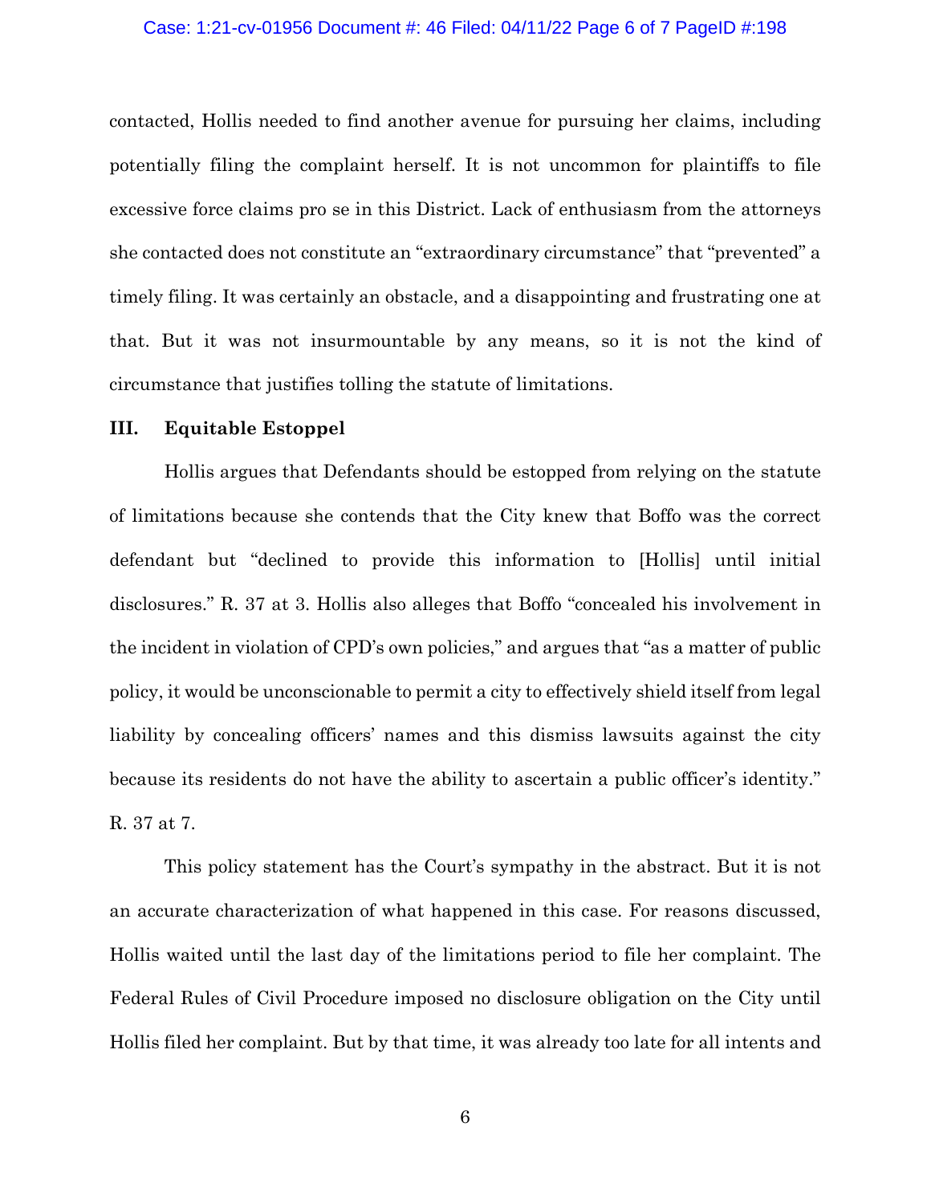contacted, Hollis needed to find another avenue for pursuing her claims, including potentially filing the complaint herself. It is not uncommon for plaintiffs to file excessive force claims pro se in this District. Lack of enthusiasm from the attorneys she contacted does not constitute an "extraordinary circumstance" that "prevented" a timely filing. It was certainly an obstacle, and a disappointing and frustrating one at that. But it was not insurmountable by any means, so it is not the kind of circumstance that justifies tolling the statute of limitations.

### III. Equitable Estoppel

Hollis argues that Defendants should be estopped from relying on the statute of limitations because she contends that the City knew that Boffo was the correct defendant but "declined to provide this information to [Hollis] until initial disclosures." R. 37 at 3. Hollis also alleges that Boffo "concealed his involvement in the incident in violation of CPD's own policies," and argues that "as a matter of public policy, it would be unconscionable to permit a city to effectively shield itself from legal liability by concealing officers' names and this dismiss lawsuits against the city because its residents do not have the ability to ascertain a public officer's identity." R. 37 at 7.

This policy statement has the Court's sympathy in the abstract. But it is not an accurate characterization of what happened in this case. For reasons discussed, Hollis waited until the last day of the limitations period to file her complaint. The Federal Rules of Civil Procedure imposed no disclosure obligation on the City until Hollis filed her complaint. But by that time, it was already too late for all intents and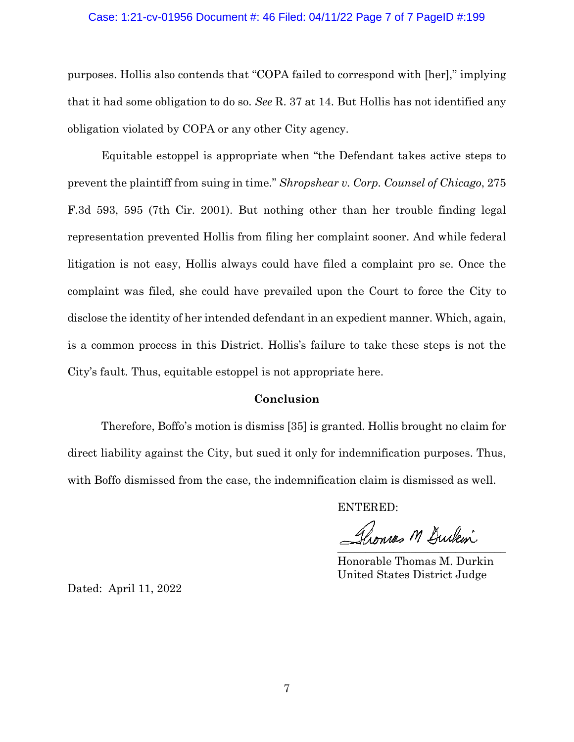purposes. Hollis also contends that "COPA failed to correspond with [her]," implying that it had some obligation to do so. *See* R. 37 at 14. But Hollis has not identified any obligation violated by COPA or any other City agency.

Equitable estoppel is appropriate when "the Defendant takes active steps to prevent the plaintiff from suing in time." *Shropshear v. Corp. Counsel of Chicago*, 275 F.3d 593, 595 (7th Cir. 2001). But nothing other than her trouble finding legal representation prevented Hollis from filing her complaint sooner. And while federal litigation is not easy, Hollis always could have filed a complaint pro se. Once the complaint was filed, she could have prevailed upon the Court to force the City to disclose the identity of her intended defendant in an expedient manner. Which, again, is a common process in this District. Hollis's failure to take these steps is not the City's fault. Thus, equitable estoppel is not appropriate here.

**Conclusion**

Therefore, Boffo's motion is dismiss [35] is granted. Hollis brought no claim for direct liability against the City, but sued it only for indemnification purposes. Thus, with Boffo dismissed from the case, the indemnification claim is dismissed as well.

ENTERED:

Thomas M Durkin

Honorable Thomas M. Durkin
United States District Judge

Dated: April 11, 2022